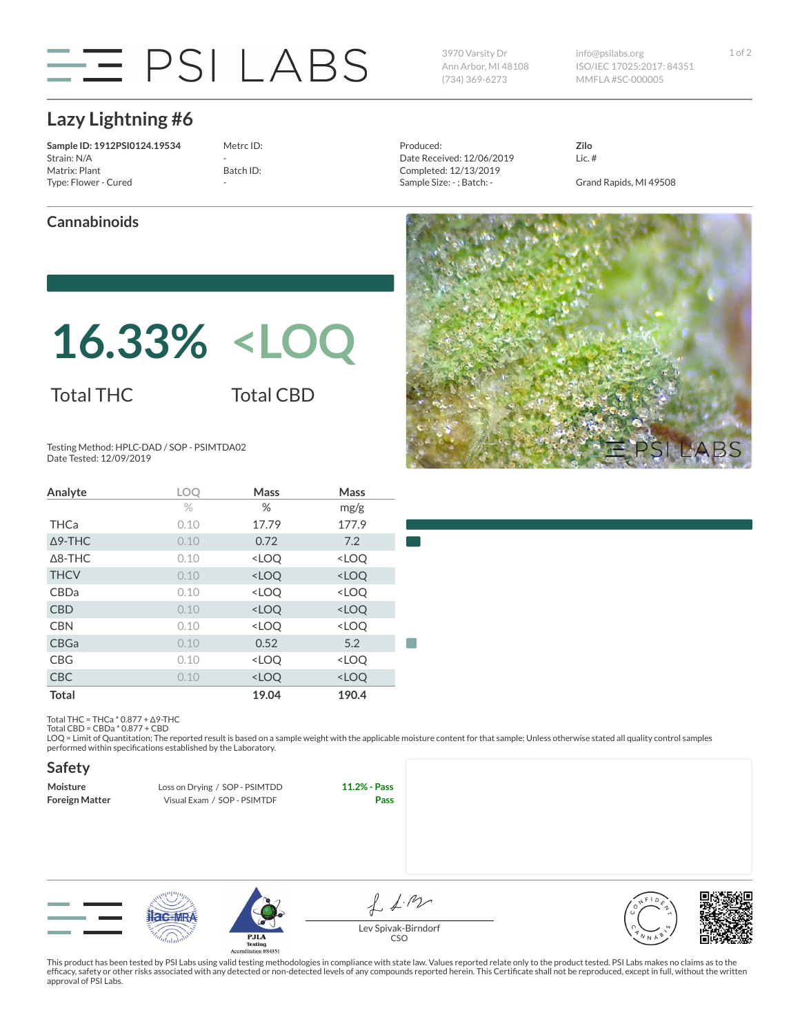# PSI LABS

3970 Varsity Dr
Ann Arbor, MI 48108
(734) 369-6273

info@psilabs.org
ISO/IEC 17025:2017: 84351
MMFLA #SC-000005

## Lazy Lightning #6

**Sample ID: 1912PSI0124.19534**
Strain: N/A
Matrix: Plant
Type: Flower - Cured

Metrc ID:
-
Batch ID:
-

Produced:
Date Received: 12/06/2019
Completed: 12/13/2019
Sample Size: - ; Batch: -

**Zilo**
Lic. #

Grand Rapids, MI 49508

## Cannabinoids

**16.33%** Total THC

**<LOQ** Total CBD

Testing Method: HPLC-DAD / SOP - PSIMTDA02
Date Tested: 12/09/2019

| Analyte | LOQ | Mass | Mass |
|---|---|---|---|
| | % | % | mg/g |
| THCa | 0.10 | 17.79 | 177.9 |
| Δ9-THC | 0.10 | 0.72 | 7.2 |
| Δ8-THC | 0.10 | <LOQ | <LOQ |
| THCV | 0.10 | <LOQ | <LOQ |
| CBDa | 0.10 | <LOQ | <LOQ |
| CBD | 0.10 | <LOQ | <LOQ |
| CBN | 0.10 | <LOQ | <LOQ |
| CBGa | 0.10 | 0.52 | 5.2 |
| CBG | 0.10 | <LOQ | <LOQ |
| CBC | 0.10 | <LOQ | <LOQ |
| **Total** | | **19.04** | **190.4** |

Total THC = THCa * 0.877 + Δ9-THC
Total CBD = CBDa * 0.877 + CBD
LOQ = Limit of Quantitation; The reported result is based on a sample weight with the applicable moisture content for that sample; Unless otherwise stated all quality control samples performed within specifications established by the Laboratory.

## Safety

| | | |
|---|---|---|
| **Moisture** | Loss on Drying / SOP - PSIMTDD | **11.2% - Pass** |
| **Foreign Matter** | Visual Exam / SOP - PSIMTDF | **Pass** |

Lev Spivak-Birndorf
CSO

This product has been tested by PSI Labs using valid testing methodologies in compliance with state law. Values reported relate only to the product tested. PSI Labs makes no claims as to the efficacy, safety or other risks associated with any detected or non-detected levels of any compounds reported herein. This Certificate shall not be reproduced, except in full, without the written approval of PSI Labs.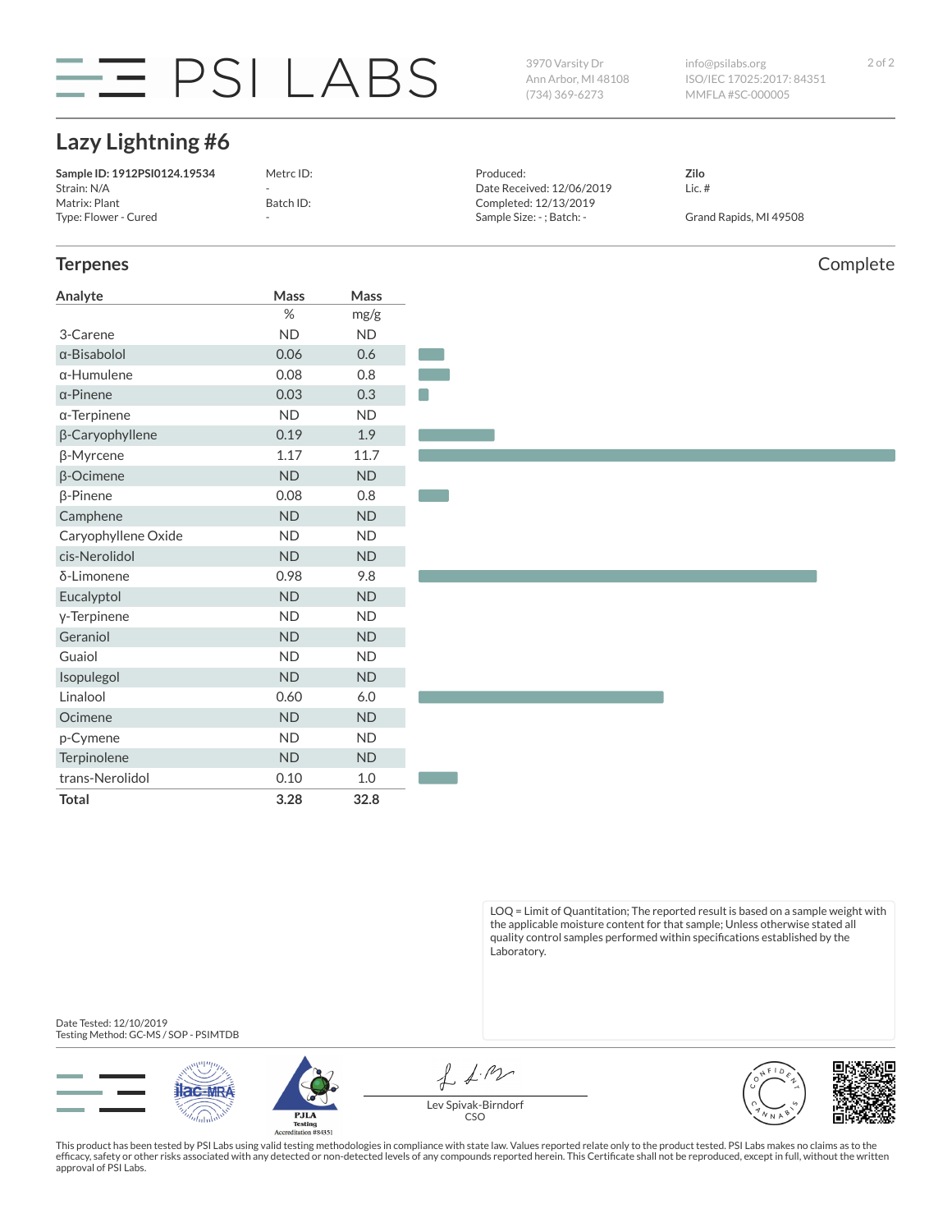# PSI LABS

3970 Varsity Dr
Ann Arbor, MI 48108
(734) 369-6273

info@psilabs.org
ISO/IEC 17025:2017: 84351
MMFLA #SC-000005

## Lazy Lightning #6

**Sample ID: 1912PSI0124.19534**
Strain: N/A
Matrix: Plant
Type: Flower - Cured

Metrc ID:
-
Batch ID:
-

Produced:
Date Received: 12/06/2019
Completed: 12/13/2019
Sample Size: - ; Batch: -

**Zilo**
Lic. #

Grand Rapids, MI 49508

## Terpenes

Complete

| Analyte | Mass % | Mass mg/g |
|---|---|---|
| 3-Carene | ND | ND |
| α-Bisabolol | 0.06 | 0.6 |
| α-Humulene | 0.08 | 0.8 |
| α-Pinene | 0.03 | 0.3 |
| α-Terpinene | ND | ND |
| β-Caryophyllene | 0.19 | 1.9 |
| β-Myrcene | 1.17 | 11.7 |
| β-Ocimene | ND | ND |
| β-Pinene | 0.08 | 0.8 |
| Camphene | ND | ND |
| Caryophyllene Oxide | ND | ND |
| cis-Nerolidol | ND | ND |
| δ-Limonene | 0.98 | 9.8 |
| Eucalyptol | ND | ND |
| γ-Terpinene | ND | ND |
| Geraniol | ND | ND |
| Guaiol | ND | ND |
| Isopulegol | ND | ND |
| Linalool | 0.60 | 6.0 |
| Ocimene | ND | ND |
| p-Cymene | ND | ND |
| Terpinolene | ND | ND |
| trans-Nerolidol | 0.10 | 1.0 |
| **Total** | **3.28** | **32.8** |

LOQ = Limit of Quantitation; The reported result is based on a sample weight with the applicable moisture content for that sample; Unless otherwise stated all quality control samples performed within specifications established by the Laboratory.

Date Tested: 12/10/2019
Testing Method: GC-MS / SOP - PSIMTDB

ilac-MRA

PJLA Testing Accreditation #84351

Lev Spivak-Birndorf
CSO

CONFIDENT CANNABIS

This product has been tested by PSI Labs using valid testing methodologies in compliance with state law. Values reported relate only to the product tested. PSI Labs makes no claims as to the efficacy, safety or other risks associated with any detected or non-detected levels of any compounds reported herein. This Certificate shall not be reproduced, except in full, without the written approval of PSI Labs.